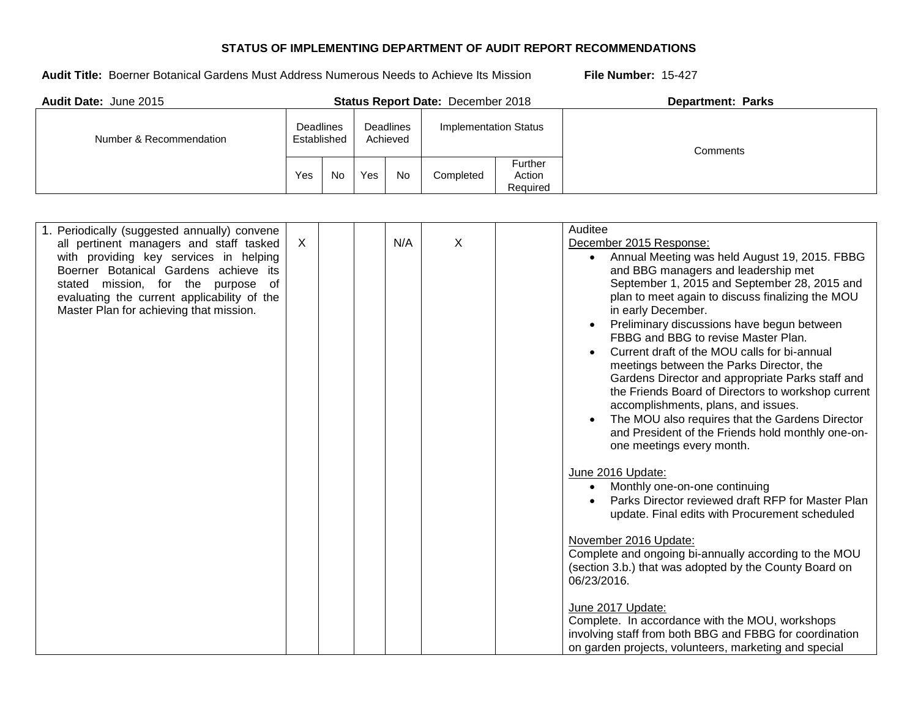# STATUS OF IMPLEMENTING DEPARTMENT OF AUDIT REPORT RECOMMENDATIONS

**Audit Title:** Boerner Botanical Gardens Must Address Numerous Needs to Achieve Its Mission **File Number:** 15-427

**Audit Date:** June 2015 **Status Report Date:** December 2018 **Department: Parks**

| Number & Recommendation | Deadlines Established | | Deadlines Achieved | | Implementation Status | | Comments |
|---|---|---|---|---|---|---|---|
| | Yes | No | Yes | No | Completed | Further Action Required | |
| 1. Periodically (suggested annually) convene all pertinent managers and staff tasked with providing key services in helping Boerner Botanical Gardens achieve its stated mission, for the purpose of evaluating the current applicability of the Master Plan for achieving that mission. | X | | | N/A | X | | Auditee<br>December 2015 Response:<br>• Annual Meeting was held August 19, 2015. FBBG and BBG managers and leadership met September 1, 2015 and September 28, 2015 and plan to meet again to discuss finalizing the MOU in early December.<br>• Preliminary discussions have begun between FBBG and BBG to revise Master Plan.<br>• Current draft of the MOU calls for bi-annual meetings between the Parks Director, the Gardens Director and appropriate Parks staff and the Friends Board of Directors to workshop current accomplishments, plans, and issues.<br>• The MOU also requires that the Gardens Director and President of the Friends hold monthly one-on-one meetings every month.<br><br>June 2016 Update:<br>• Monthly one-on-one continuing<br>• Parks Director reviewed draft RFP for Master Plan update. Final edits with Procurement scheduled<br><br>November 2016 Update:<br>Complete and ongoing bi-annually according to the MOU (section 3.b.) that was adopted by the County Board on 06/23/2016.<br><br>June 2017 Update:<br>Complete. In accordance with the MOU, workshops involving staff from both BBG and FBBG for coordination on garden projects, volunteers, marketing and special |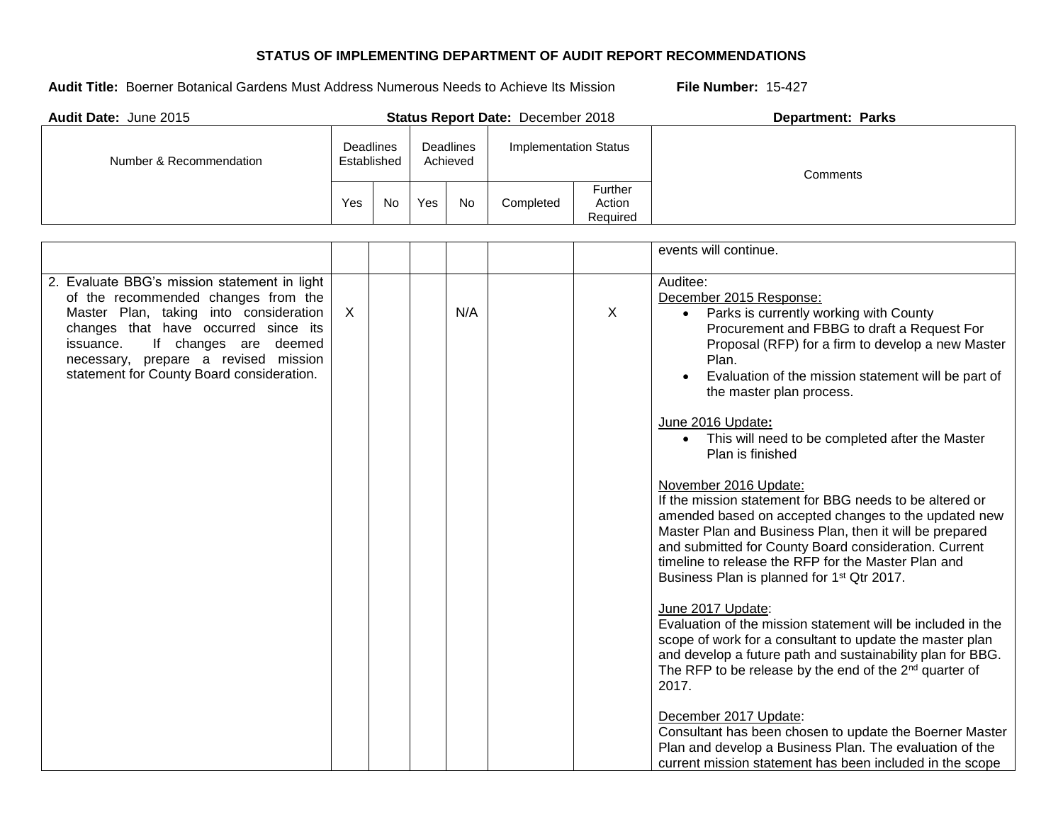**STATUS OF IMPLEMENTING DEPARTMENT OF AUDIT REPORT RECOMMENDATIONS**

**Audit Title:** Boerner Botanical Gardens Must Address Numerous Needs to Achieve Its Mission **File Number:** 15-427

**Audit Date:** June 2015 **Status Report Date:** December 2018 **Department: Parks**

| Number & Recommendation | Deadlines Established | | Deadlines Achieved | | Implementation Status | | Comments |
|---|---|---|---|---|---|---|---|
| | Yes | No | Yes | No | Completed | Further Action Required | |
| | | | | | | | events will continue. |
| 2. Evaluate BBG's mission statement in light of the recommended changes from the Master Plan, taking into consideration changes that have occurred since its issuance. If changes are deemed necessary, prepare a revised mission statement for County Board consideration. | X | | | N/A | | X | Auditee:<br>December 2015 Response:<br>• Parks is currently working with County Procurement and FBBG to draft a Request For Proposal (RFP) for a firm to develop a new Master Plan.<br>• Evaluation of the mission statement will be part of the master plan process.<br><br>June 2016 Update:<br>• This will need to be completed after the Master Plan is finished<br><br>November 2016 Update:<br>If the mission statement for BBG needs to be altered or amended based on accepted changes to the updated new Master Plan and Business Plan, then it will be prepared and submitted for County Board consideration. Current timeline to release the RFP for the Master Plan and Business Plan is planned for 1st Qtr 2017.<br><br>June 2017 Update:<br>Evaluation of the mission statement will be included in the scope of work for a consultant to update the master plan and develop a future path and sustainability plan for BBG. The RFP to be release by the end of the 2nd quarter of 2017.<br><br>December 2017 Update:<br>Consultant has been chosen to update the Boerner Master Plan and develop a Business Plan. The evaluation of the current mission statement has been included in the scope |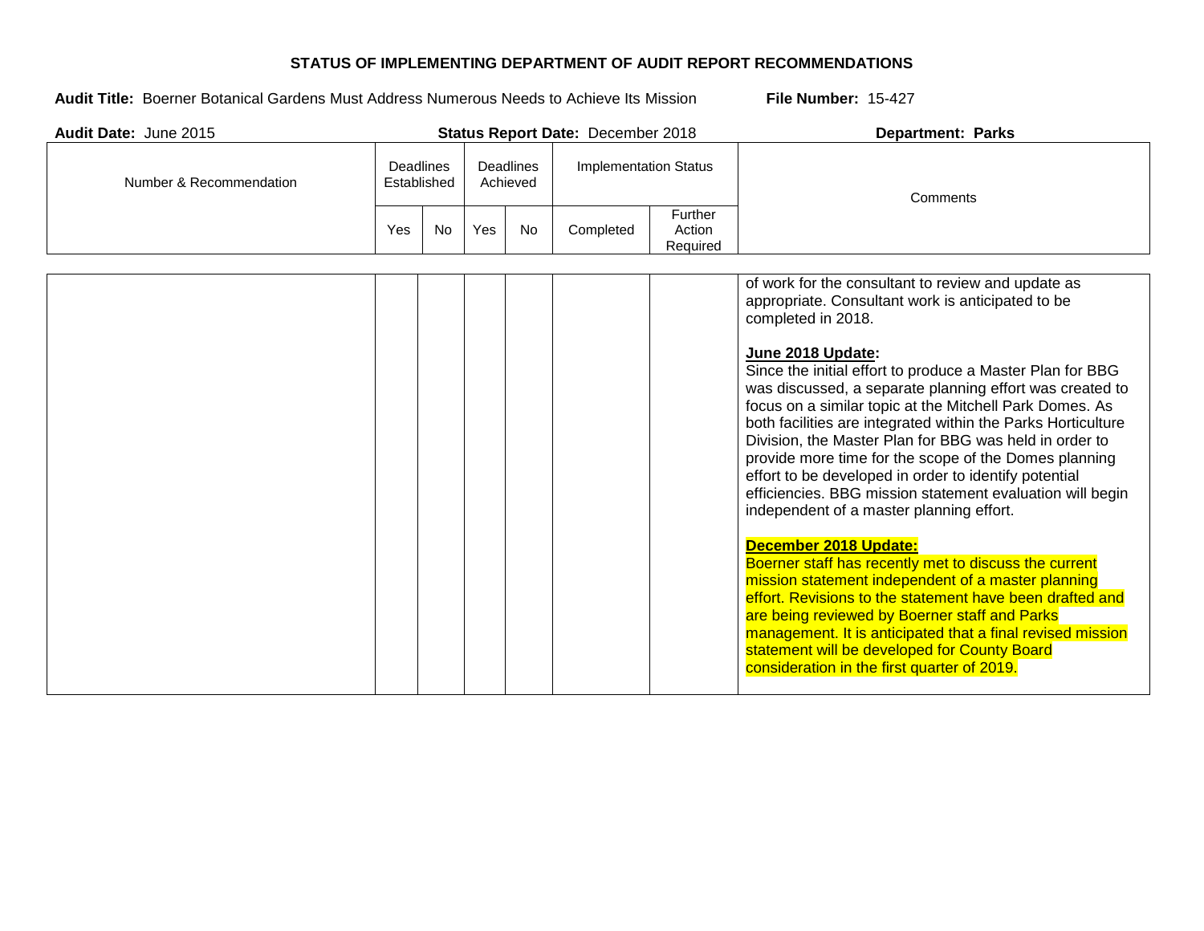**STATUS OF IMPLEMENTING DEPARTMENT OF AUDIT REPORT RECOMMENDATIONS**

**Audit Title:** Boerner Botanical Gardens Must Address Numerous Needs to Achieve Its Mission **File Number:** 15-427

**Audit Date:** June 2015 **Status Report Date:** December 2018 **Department: Parks**

| Number & Recommendation | Deadlines Established | | Deadlines Achieved | | Implementation Status | | Comments |
|---|---|---|---|---|---|---|---|
| | Yes | No | Yes | No | Completed | Further Action Required | |
| | | | | | | | of work for the consultant to review and update as appropriate. Consultant work is anticipated to be completed in 2018.<br><br>**June 2018 Update:**<br>Since the initial effort to produce a Master Plan for BBG was discussed, a separate planning effort was created to focus on a similar topic at the Mitchell Park Domes. As both facilities are integrated within the Parks Horticulture Division, the Master Plan for BBG was held in order to provide more time for the scope of the Domes planning effort to be developed in order to identify potential efficiencies. BBG mission statement evaluation will begin independent of a master planning effort.<br><br>**December 2018 Update:**<br>Boerner staff has recently met to discuss the current mission statement independent of a master planning effort. Revisions to the statement have been drafted and are being reviewed by Boerner staff and Parks management. It is anticipated that a final revised mission statement will be developed for County Board consideration in the first quarter of 2019. |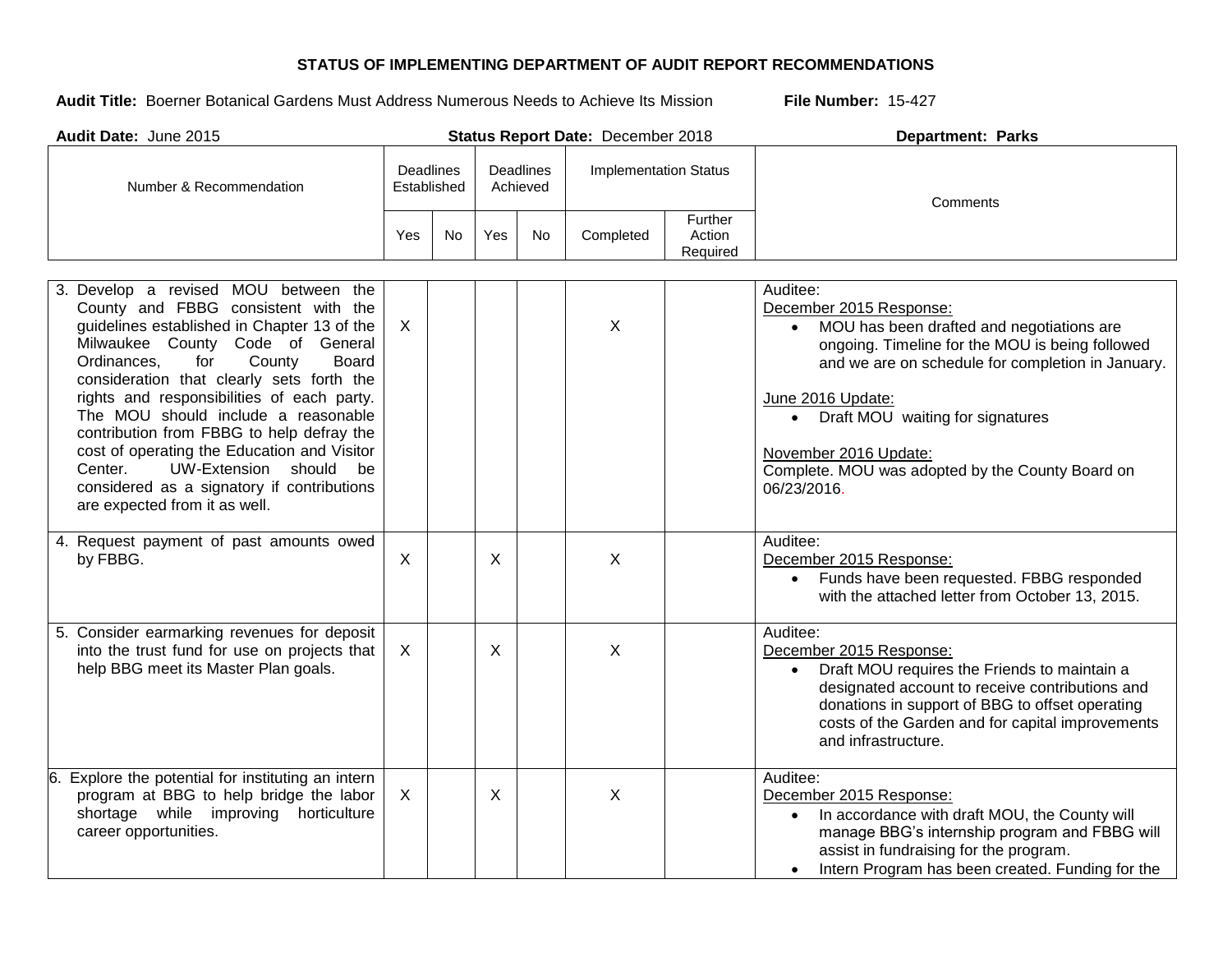**STATUS OF IMPLEMENTING DEPARTMENT OF AUDIT REPORT RECOMMENDATIONS**

**Audit Title:** Boerner Botanical Gardens Must Address Numerous Needs to Achieve Its Mission **File Number:** 15-427

**Audit Date:** June 2015 **Status Report Date:** December 2018 **Department: Parks**

| Number & Recommendation | Deadlines Established | | Deadlines Achieved | | Implementation Status | | Comments |
|---|---|---|---|---|---|---|---|
| | Yes | No | Yes | No | Completed | Further Action Required | |
| 3. Develop a revised MOU between the County and FBBG consistent with the guidelines established in Chapter 13 of the Milwaukee County Code of General Ordinances, for County Board consideration that clearly sets forth the rights and responsibilities of each party. The MOU should include a reasonable contribution from FBBG to help defray the cost of operating the Education and Visitor Center. UW-Extension should be considered as a signatory if contributions are expected from it as well. | X | | | | X | | Auditee:<br>December 2015 Response:<br>• MOU has been drafted and negotiations are ongoing. Timeline for the MOU is being followed and we are on schedule for completion in January.<br><br>June 2016 Update:<br>• Draft MOU waiting for signatures<br><br>November 2016 Update:<br>Complete. MOU was adopted by the County Board on 06/23/2016. |
| 4. Request payment of past amounts owed by FBBG. | X | | X | | X | | Auditee:<br>December 2015 Response:<br>• Funds have been requested. FBBG responded with the attached letter from October 13, 2015. |
| 5. Consider earmarking revenues for deposit into the trust fund for use on projects that help BBG meet its Master Plan goals. | X | | X | | X | | Auditee:<br>December 2015 Response:<br>• Draft MOU requires the Friends to maintain a designated account to receive contributions and donations in support of BBG to offset operating costs of the Garden and for capital improvements and infrastructure. |
| 6. Explore the potential for instituting an intern program at BBG to help bridge the labor shortage while improving horticulture career opportunities. | X | | X | | X | | Auditee:<br>December 2015 Response:<br>• In accordance with draft MOU, the County will manage BBG's internship program and FBBG will assist in fundraising for the program.<br>• Intern Program has been created. Funding for the |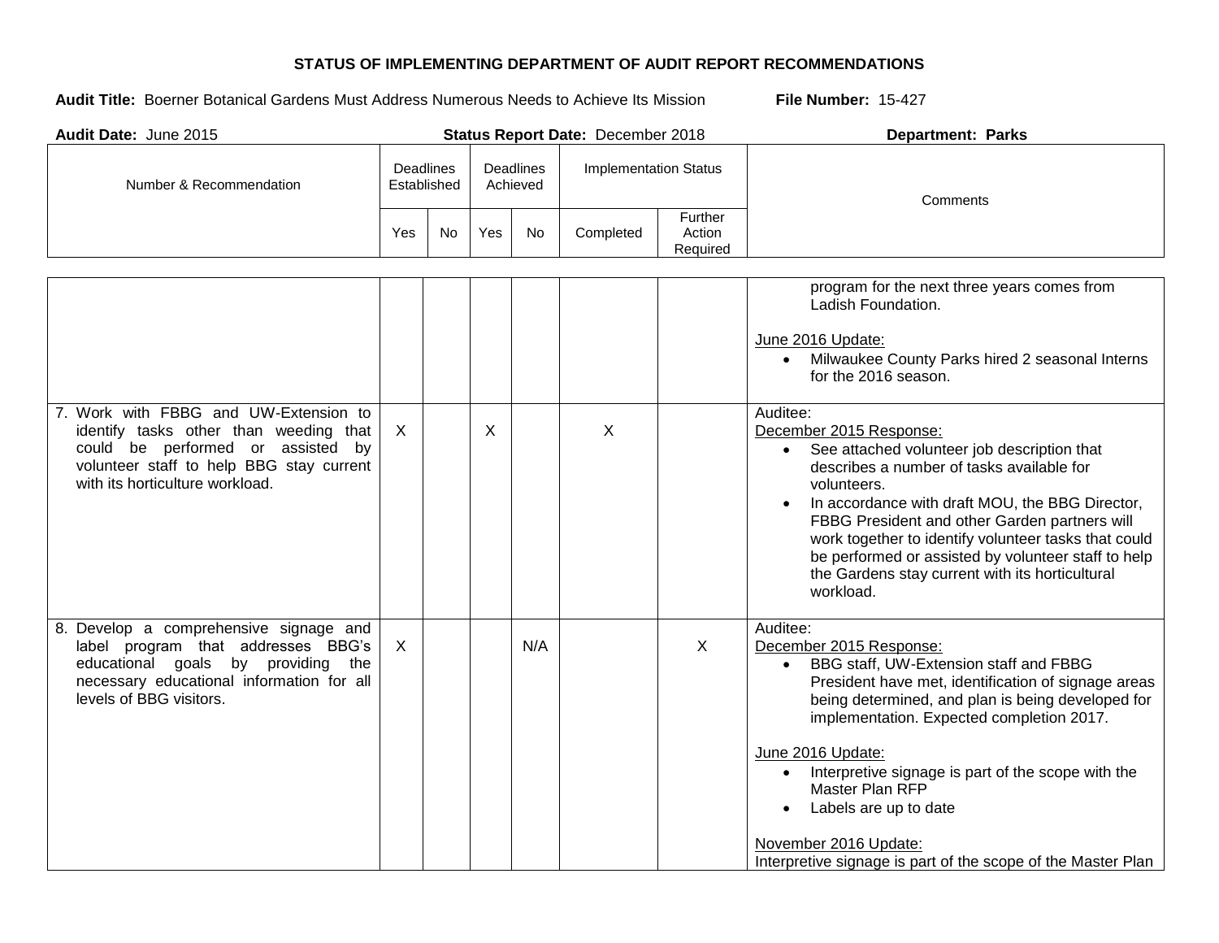**STATUS OF IMPLEMENTING DEPARTMENT OF AUDIT REPORT RECOMMENDATIONS**

**Audit Title:** Boerner Botanical Gardens Must Address Numerous Needs to Achieve Its Mission **File Number:** 15-427

**Audit Date:** June 2015 **Status Report Date:** December 2018 **Department: Parks**

| Number & Recommendation | Deadlines Established | | Deadlines Achieved | | Implementation Status | | Comments |
|---|---|---|---|---|---|---|---|
| | Yes | No | Yes | No | Completed | Further Action Required | |
| | | | | | | | program for the next three years comes from Ladish Foundation.<br><br>June 2016 Update:<br>• Milwaukee County Parks hired 2 seasonal Interns for the 2016 season. |
| 7. Work with FBBG and UW-Extension to identify tasks other than weeding that could be performed or assisted by volunteer staff to help BBG stay current with its horticulture workload. | X | | X | | X | | Auditee:<br>December 2015 Response:<br>• See attached volunteer job description that describes a number of tasks available for volunteers.<br>• In accordance with draft MOU, the BBG Director, FBBG President and other Garden partners will work together to identify volunteer tasks that could be performed or assisted by volunteer staff to help the Gardens stay current with its horticultural workload. |
| 8. Develop a comprehensive signage and label program that addresses BBG's educational goals by providing the necessary educational information for all levels of BBG visitors. | X | | | N/A | | X | Auditee:<br>December 2015 Response:<br>• BBG staff, UW-Extension staff and FBBG President have met, identification of signage areas being determined, and plan is being developed for implementation. Expected completion 2017.<br><br>June 2016 Update:<br>• Interpretive signage is part of the scope with the Master Plan RFP<br>• Labels are up to date<br><br>November 2016 Update:<br>Interpretive signage is part of the scope of the Master Plan |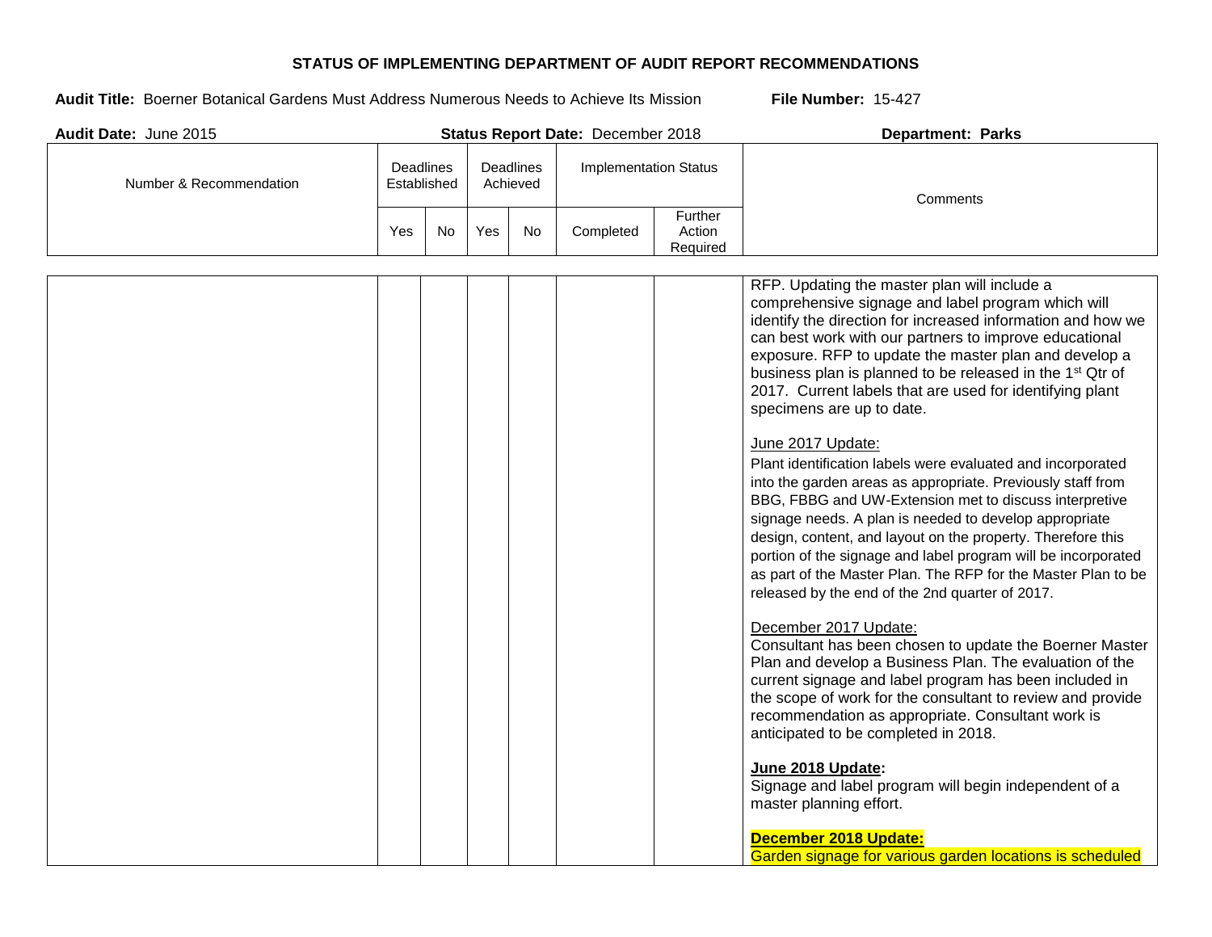**STATUS OF IMPLEMENTING DEPARTMENT OF AUDIT REPORT RECOMMENDATIONS**

**Audit Title:** Boerner Botanical Gardens Must Address Numerous Needs to Achieve Its Mission **File Number:** 15-427

**Audit Date:** June 2015 **Status Report Date:** December 2018 **Department: Parks**

| Number & Recommendation | Deadlines Established | | Deadlines Achieved | | Implementation Status | | Comments |
|---|---|---|---|---|---|---|---|
| | Yes | No | Yes | No | Completed | Further Action Required | |
| | | | | | | | RFP. Updating the master plan will include a comprehensive signage and label program which will identify the direction for increased information and how we can best work with our partners to improve educational exposure. RFP to update the master plan and develop a business plan is planned to be released in the 1st Qtr of 2017. Current labels that are used for identifying plant specimens are up to date.<br><br>June 2017 Update:<br>Plant identification labels were evaluated and incorporated into the garden areas as appropriate. Previously staff from BBG, FBBG and UW-Extension met to discuss interpretive signage needs. A plan is needed to develop appropriate design, content, and layout on the property. Therefore this portion of the signage and label program will be incorporated as part of the Master Plan. The RFP for the Master Plan to be released by the end of the 2nd quarter of 2017.<br><br>December 2017 Update:<br>Consultant has been chosen to update the Boerner Master Plan and develop a Business Plan. The evaluation of the current signage and label program has been included in the scope of work for the consultant to review and provide recommendation as appropriate. Consultant work is anticipated to be completed in 2018.<br><br>**June 2018 Update:**<br>Signage and label program will begin independent of a master planning effort.<br><br>**December 2018 Update:**<br>Garden signage for various garden locations is scheduled |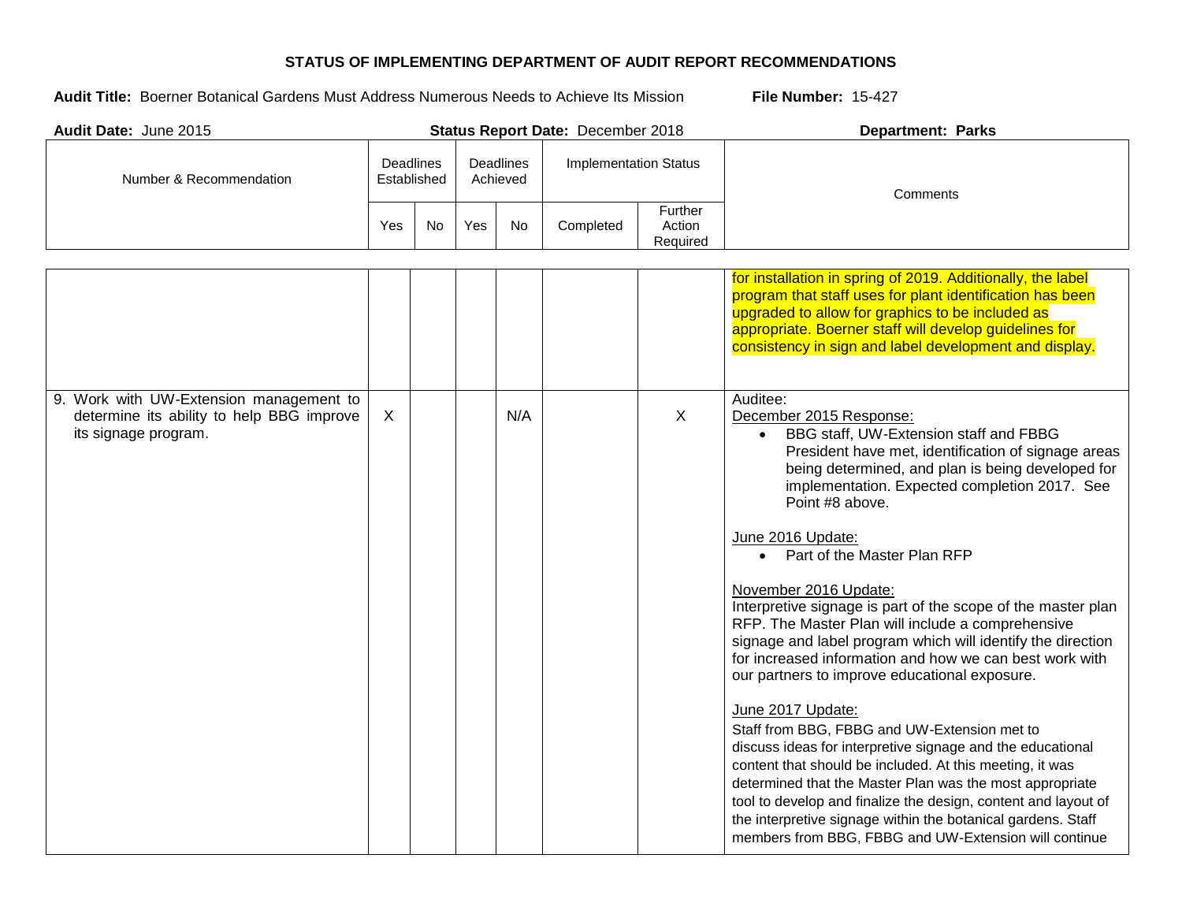**STATUS OF IMPLEMENTING DEPARTMENT OF AUDIT REPORT RECOMMENDATIONS**

**Audit Title:** Boerner Botanical Gardens Must Address Numerous Needs to Achieve Its Mission **File Number:** 15-427

**Audit Date:** June 2015 **Status Report Date:** December 2018 **Department: Parks**

| Number & Recommendation | Deadlines Established | | Deadlines Achieved | | Implementation Status | | Comments |
|---|---|---|---|---|---|---|---|
| | Yes | No | Yes | No | Completed | Further Action Required | |
| | | | | | | | for installation in spring of 2019. Additionally, the label program that staff uses for plant identification has been upgraded to allow for graphics to be included as appropriate. Boerner staff will develop guidelines for consistency in sign and label development and display. |
| 9. Work with UW-Extension management to determine its ability to help BBG improve its signage program. | X | | | N/A | | X | Auditee:<br><u>December 2015 Response:</u><br>• BBG staff, UW-Extension staff and FBBG President have met, identification of signage areas being determined, and plan is being developed for implementation. Expected completion 2017. See Point #8 above.<br><br><u>June 2016 Update:</u><br>• Part of the Master Plan RFP<br><br><u>November 2016 Update:</u><br>Interpretive signage is part of the scope of the master plan RFP. The Master Plan will include a comprehensive signage and label program which will identify the direction for increased information and how we can best work with our partners to improve educational exposure.<br><br><u>June 2017 Update:</u><br>Staff from BBG, FBBG and UW-Extension met to discuss ideas for interpretive signage and the educational content that should be included. At this meeting, it was determined that the Master Plan was the most appropriate tool to develop and finalize the design, content and layout of the interpretive signage within the botanical gardens. Staff members from BBG, FBBG and UW-Extension will continue |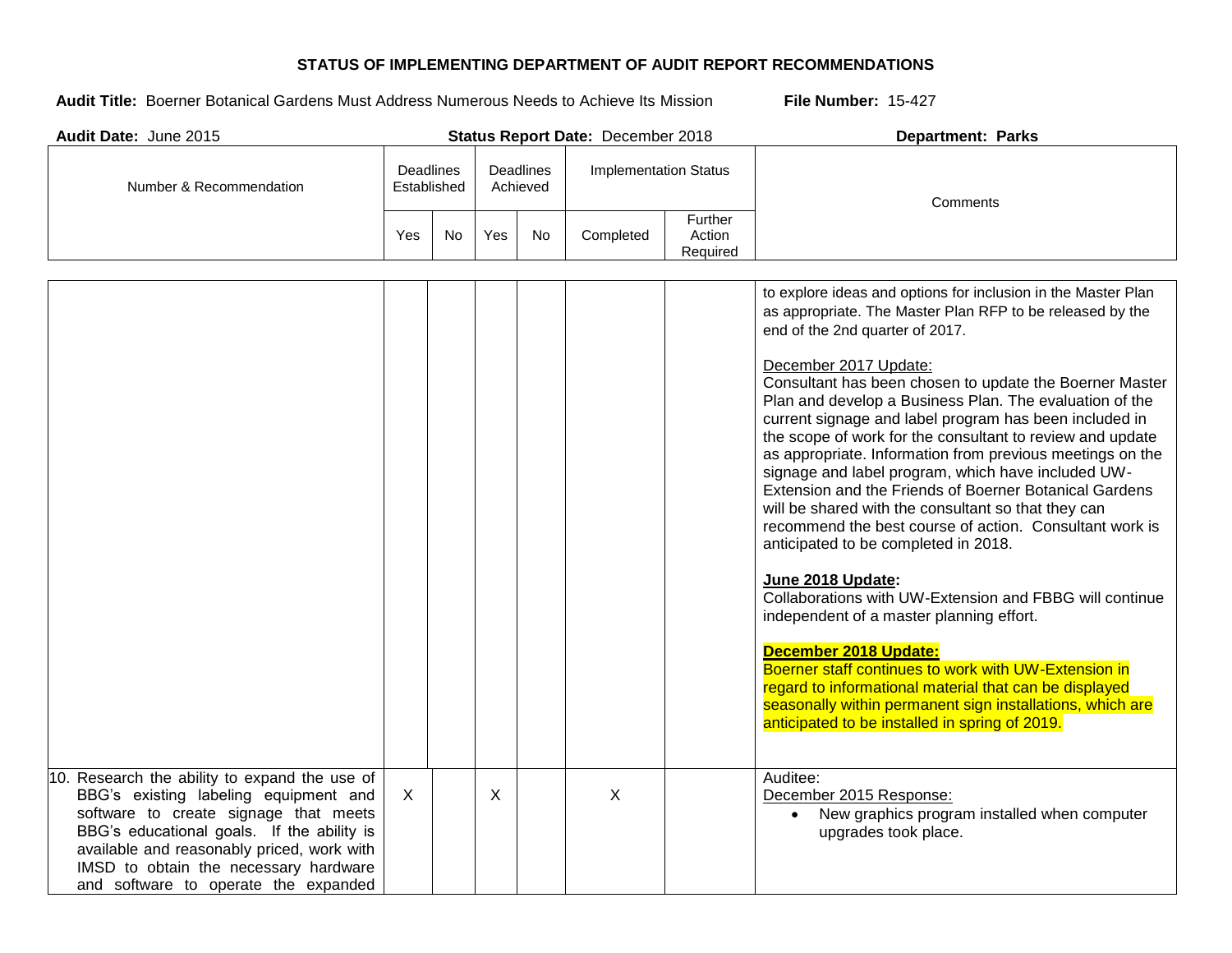# STATUS OF IMPLEMENTING DEPARTMENT OF AUDIT REPORT RECOMMENDATIONS

**Audit Title:** Boerner Botanical Gardens Must Address Numerous Needs to Achieve Its Mission **File Number:** 15-427

**Audit Date:** June 2015 **Status Report Date:** December 2018 **Department: Parks**

| Number & Recommendation | Deadlines Established | | Deadlines Achieved | | Implementation Status | | Comments |
|---|---|---|---|---|---|---|---|
| | Yes | No | Yes | No | Completed | Further Action Required | |
| | | | | | | | to explore ideas and options for inclusion in the Master Plan as appropriate. The Master Plan RFP to be released by the end of the 2nd quarter of 2017.<br><br>December 2017 Update:<br>Consultant has been chosen to update the Boerner Master Plan and develop a Business Plan. The evaluation of the current signage and label program has been included in the scope of work for the consultant to review and update as appropriate. Information from previous meetings on the signage and label program, which have included UW-Extension and the Friends of Boerner Botanical Gardens will be shared with the consultant so that they can recommend the best course of action. Consultant work is anticipated to be completed in 2018.<br><br>**June 2018 Update:**<br>Collaborations with UW-Extension and FBBG will continue independent of a master planning effort.<br><br>**December 2018 Update:**<br>Boerner staff continues to work with UW-Extension in regard to informational material that can be displayed seasonally within permanent sign installations, which are anticipated to be installed in spring of 2019. |
| 10. Research the ability to expand the use of BBG's existing labeling equipment and software to create signage that meets BBG's educational goals. If the ability is available and reasonably priced, work with IMSD to obtain the necessary hardware and software to operate the expanded | X | | X | | X | | Auditee:<br>December 2015 Response:<br>• New graphics program installed when computer upgrades took place. |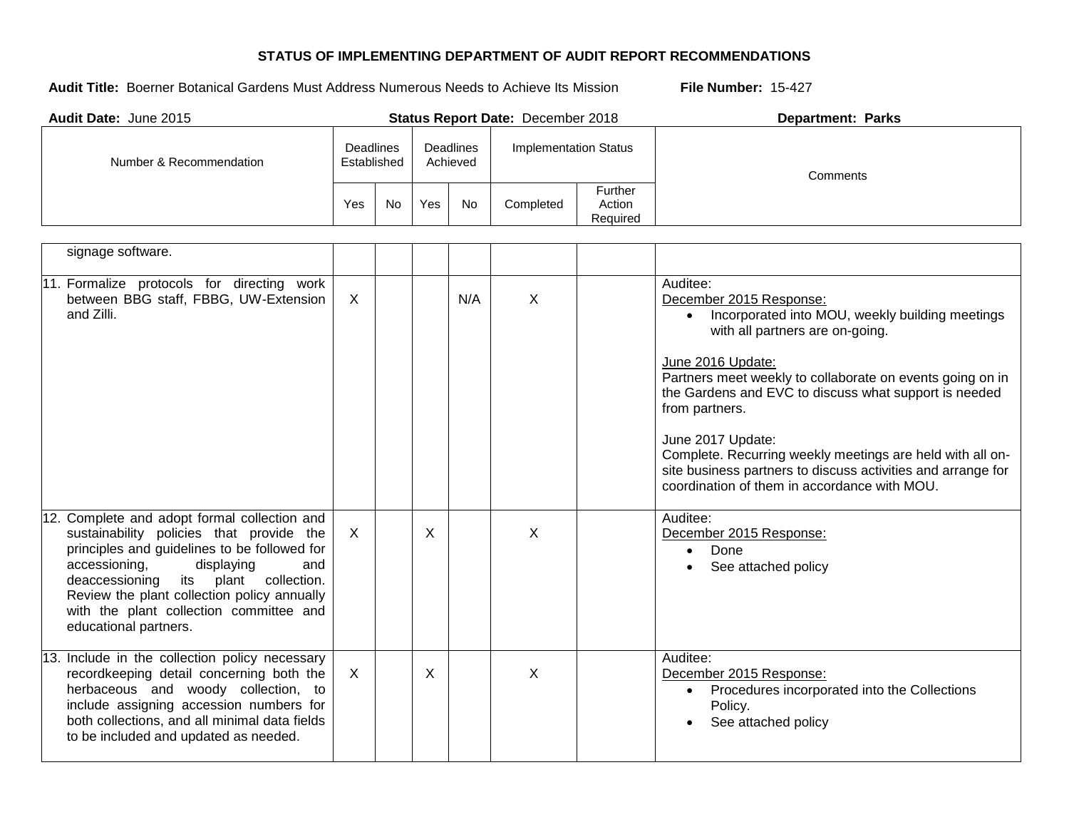**STATUS OF IMPLEMENTING DEPARTMENT OF AUDIT REPORT RECOMMENDATIONS**

**Audit Title:** Boerner Botanical Gardens Must Address Numerous Needs to Achieve Its Mission **File Number:** 15-427

**Audit Date:** June 2015 **Status Report Date:** December 2018 **Department: Parks**

| Number & Recommendation | Deadlines Established | | Deadlines Achieved | | Implementation Status | | Comments |
|---|---|---|---|---|---|---|---|
| | Yes | No | Yes | No | Completed | Further Action Required | |
| signage software. | | | | | | | |
| 11. Formalize protocols for directing work between BBG staff, FBBG, UW-Extension and Zilli. | X | | | N/A | X | | Auditee:<br>December 2015 Response:<br>• Incorporated into MOU, weekly building meetings with all partners are on-going.<br><br>June 2016 Update:<br>Partners meet weekly to collaborate on events going on in the Gardens and EVC to discuss what support is needed from partners.<br><br>June 2017 Update:<br>Complete. Recurring weekly meetings are held with all on-site business partners to discuss activities and arrange for coordination of them in accordance with MOU. |
| 12. Complete and adopt formal collection and sustainability policies that provide the principles and guidelines to be followed for accessioning, displaying and deaccessioning its plant collection. Review the plant collection policy annually with the plant collection committee and educational partners. | X | | X | | X | | Auditee:<br>December 2015 Response:<br>• Done<br>• See attached policy |
| 13. Include in the collection policy necessary recordkeeping detail concerning both the herbaceous and woody collection, to include assigning accession numbers for both collections, and all minimal data fields to be included and updated as needed. | X | | X | | X | | Auditee:<br>December 2015 Response:<br>• Procedures incorporated into the Collections Policy.<br>• See attached policy |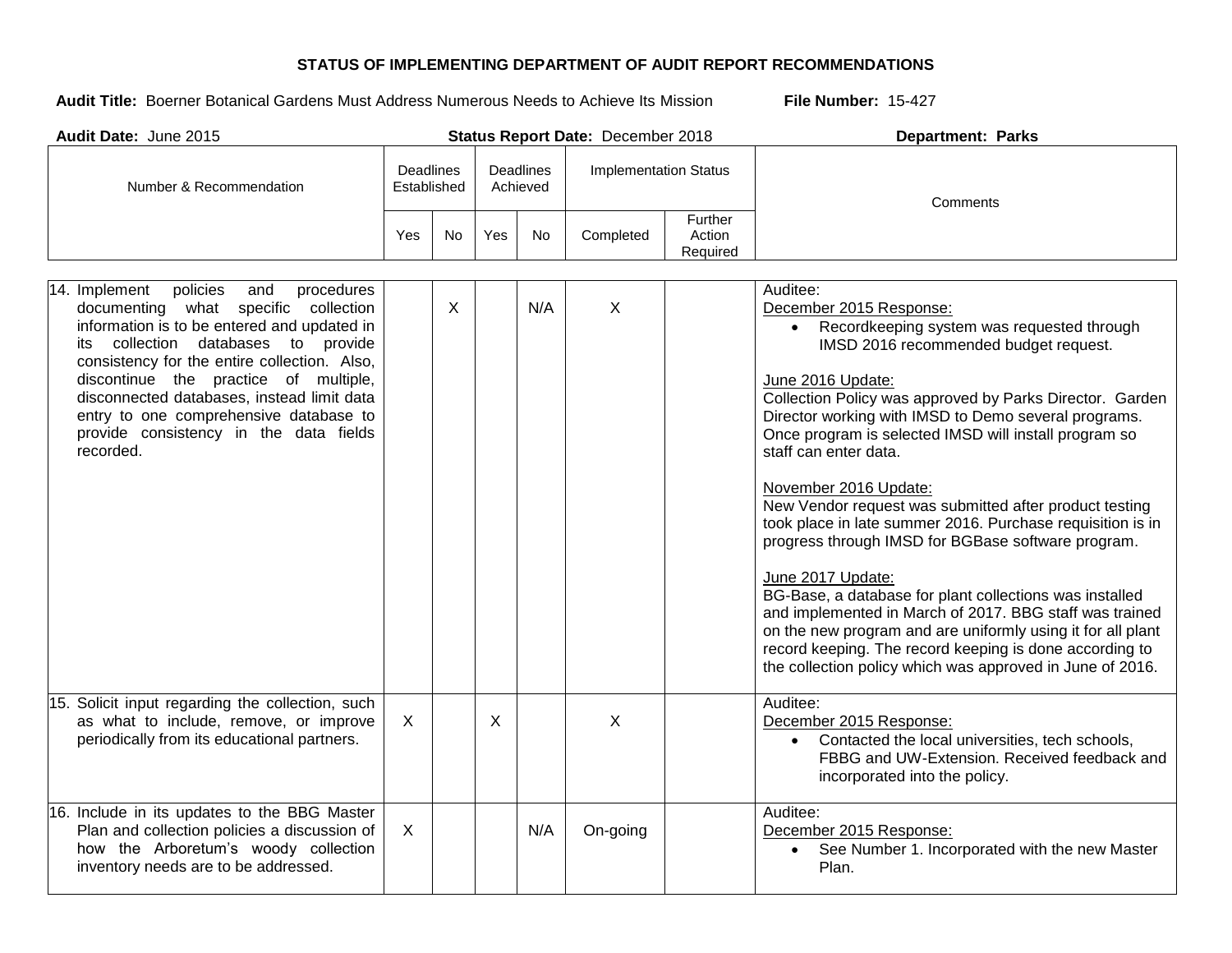**STATUS OF IMPLEMENTING DEPARTMENT OF AUDIT REPORT RECOMMENDATIONS**

**Audit Title:** Boerner Botanical Gardens Must Address Numerous Needs to Achieve Its Mission **File Number:** 15-427

**Audit Date:** June 2015 **Status Report Date:** December 2018 **Department: Parks**

| Number & Recommendation | Deadlines Established | | Deadlines Achieved | | Implementation Status | | Comments |
|---|---|---|---|---|---|---|---|
| | Yes | No | Yes | No | Completed | Further Action Required | |
| 14. Implement policies and procedures documenting what specific collection information is to be entered and updated in its collection databases to provide consistency for the entire collection. Also, discontinue the practice of multiple, disconnected databases, instead limit data entry to one comprehensive database to provide consistency in the data fields recorded. | | X | | N/A | X | | Auditee:<br>December 2015 Response:<br>• Recordkeeping system was requested through IMSD 2016 recommended budget request.<br><br>June 2016 Update:<br>Collection Policy was approved by Parks Director. Garden Director working with IMSD to Demo several programs. Once program is selected IMSD will install program so staff can enter data.<br><br>November 2016 Update:<br>New Vendor request was submitted after product testing took place in late summer 2016. Purchase requisition is in progress through IMSD for BGBase software program.<br><br>June 2017 Update:<br>BG-Base, a database for plant collections was installed and implemented in March of 2017. BBG staff was trained on the new program and are uniformly using it for all plant record keeping. The record keeping is done according to the collection policy which was approved in June of 2016. |
| 15. Solicit input regarding the collection, such as what to include, remove, or improve periodically from its educational partners. | X | | X | | X | | Auditee:<br>December 2015 Response:<br>• Contacted the local universities, tech schools, FBBG and UW-Extension. Received feedback and incorporated into the policy. |
| 16. Include in its updates to the BBG Master Plan and collection policies a discussion of how the Arboretum's woody collection inventory needs are to be addressed. | X | | | N/A | On-going | | Auditee:<br>December 2015 Response:<br>• See Number 1. Incorporated with the new Master Plan. |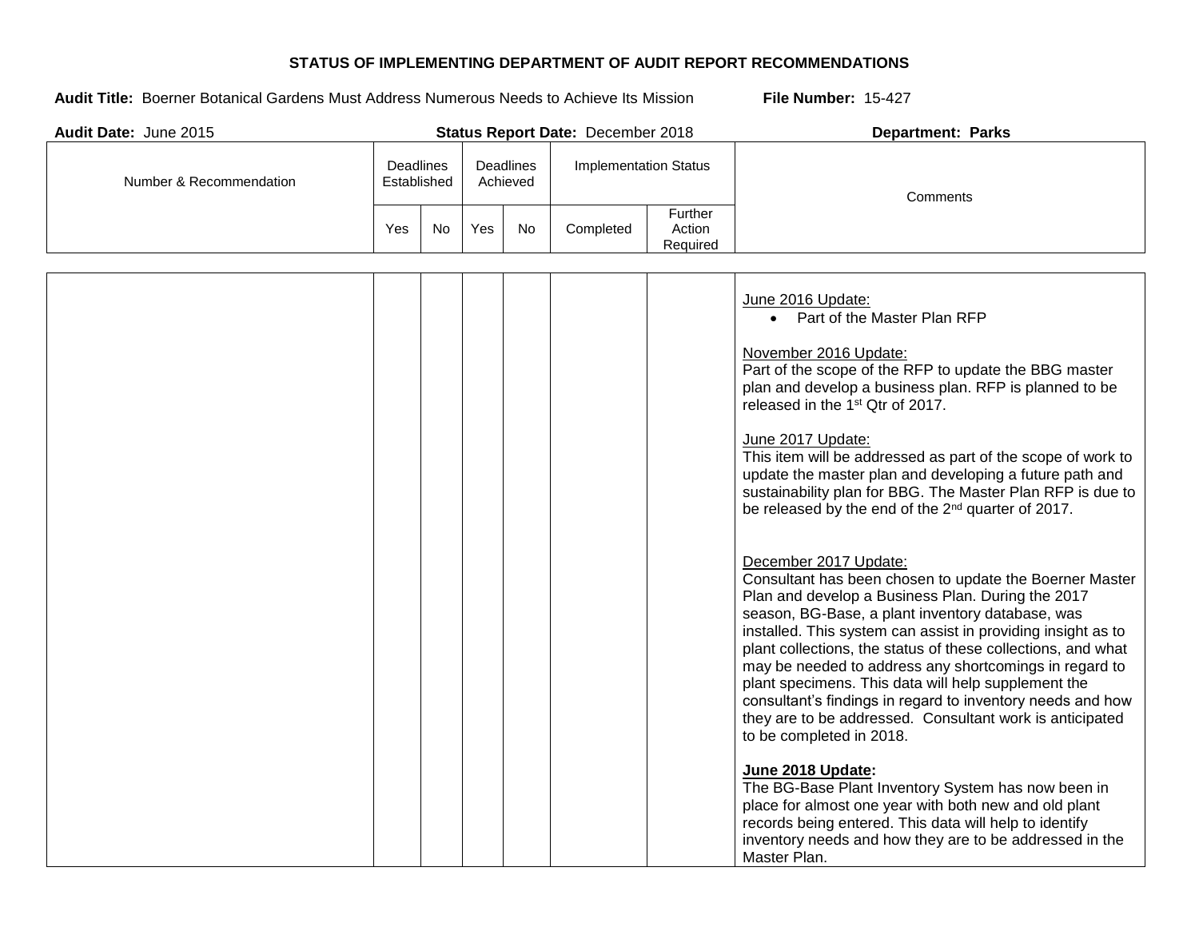**STATUS OF IMPLEMENTING DEPARTMENT OF AUDIT REPORT RECOMMENDATIONS**

**Audit Title:** Boerner Botanical Gardens Must Address Numerous Needs to Achieve Its Mission **File Number:** 15-427

**Audit Date:** June 2015 **Status Report Date:** December 2018 **Department: Parks**

| Number & Recommendation | Deadlines Established | | Deadlines Achieved | | Implementation Status | | Comments |
|---|---|---|---|---|---|---|---|
| | Yes | No | Yes | No | Completed | Further Action Required | |
| | | | | | | | June 2016 Update:<br>• Part of the Master Plan RFP<br><br>November 2016 Update:<br>Part of the scope of the RFP to update the BBG master plan and develop a business plan. RFP is planned to be released in the 1st Qtr of 2017.<br><br>June 2017 Update:<br>This item will be addressed as part of the scope of work to update the master plan and developing a future path and sustainability plan for BBG. The Master Plan RFP is due to be released by the end of the 2nd quarter of 2017.<br><br>December 2017 Update:<br>Consultant has been chosen to update the Boerner Master Plan and develop a Business Plan. During the 2017 season, BG-Base, a plant inventory database, was installed. This system can assist in providing insight as to plant collections, the status of these collections, and what may be needed to address any shortcomings in regard to plant specimens. This data will help supplement the consultant's findings in regard to inventory needs and how they are to be addressed. Consultant work is anticipated to be completed in 2018.<br><br>**June 2018 Update:**<br>The BG-Base Plant Inventory System has now been in place for almost one year with both new and old plant records being entered. This data will help to identify inventory needs and how they are to be addressed in the Master Plan. |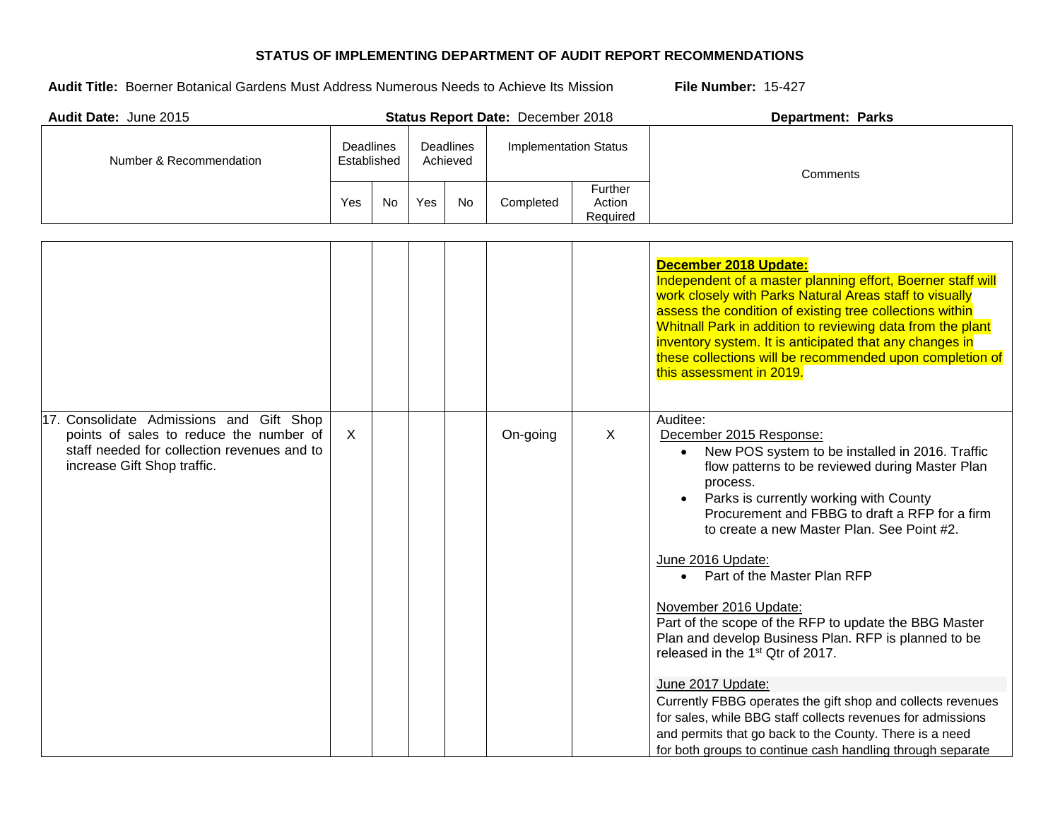**STATUS OF IMPLEMENTING DEPARTMENT OF AUDIT REPORT RECOMMENDATIONS**

**Audit Title:** Boerner Botanical Gardens Must Address Numerous Needs to Achieve Its Mission **File Number:** 15-427

**Audit Date:** June 2015 **Status Report Date:** December 2018 **Department: Parks**

| Number & Recommendation | Deadlines Established | | Deadlines Achieved | | Implementation Status | | Comments |
|---|---|---|---|---|---|---|---|
| | Yes | No | Yes | No | Completed | Further Action Required | |
| | | | | | | | **December 2018 Update:**<br>Independent of a master planning effort, Boerner staff will work closely with Parks Natural Areas staff to visually assess the condition of existing tree collections within Whitnall Park in addition to reviewing data from the plant inventory system. It is anticipated that any changes in these collections will be recommended upon completion of this assessment in 2019. |
| 17. Consolidate Admissions and Gift Shop points of sales to reduce the number of staff needed for collection revenues and to increase Gift Shop traffic. | X | | | | On-going | X | Auditee:<br>December 2015 Response:<br>• New POS system to be installed in 2016. Traffic flow patterns to be reviewed during Master Plan process.<br>• Parks is currently working with County Procurement and FBBG to draft a RFP for a firm to create a new Master Plan. See Point #2.<br><br>June 2016 Update:<br>• Part of the Master Plan RFP<br><br>November 2016 Update:<br>Part of the scope of the RFP to update the BBG Master Plan and develop Business Plan. RFP is planned to be released in the 1st Qtr of 2017.<br><br>June 2017 Update:<br>Currently FBBG operates the gift shop and collects revenues for sales, while BBG staff collects revenues for admissions and permits that go back to the County. There is a need for both groups to continue cash handling through separate |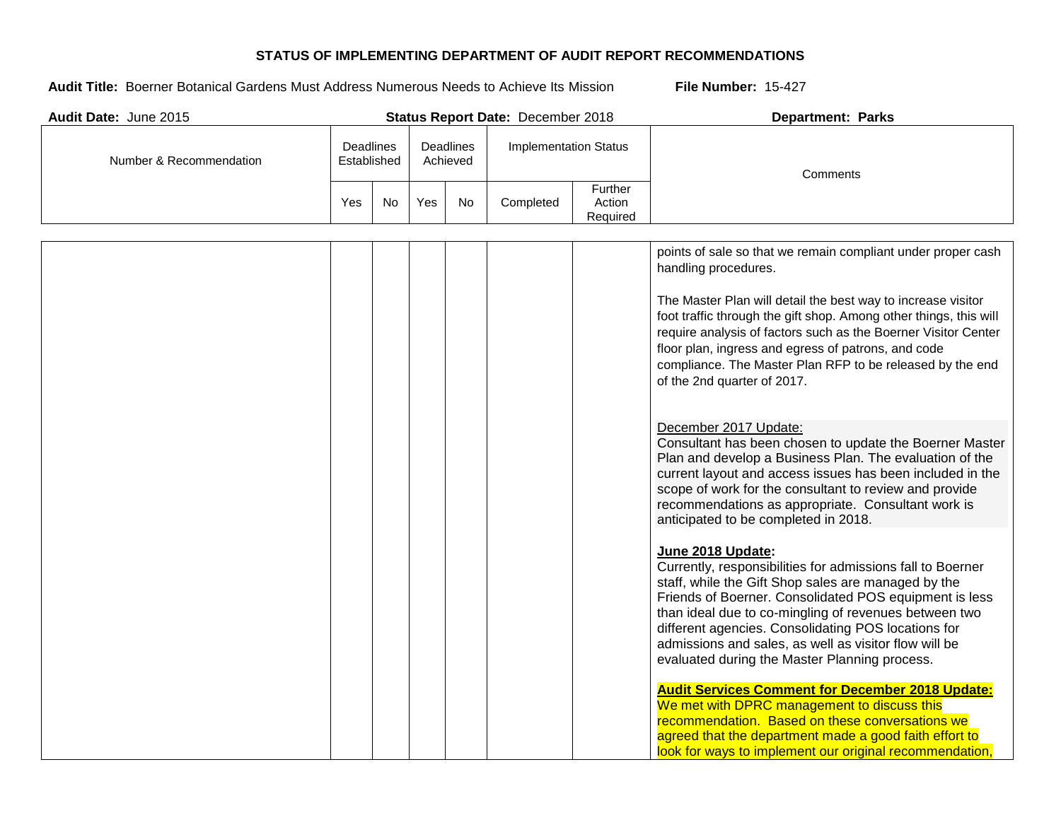**STATUS OF IMPLEMENTING DEPARTMENT OF AUDIT REPORT RECOMMENDATIONS**

**Audit Title:** Boerner Botanical Gardens Must Address Numerous Needs to Achieve Its Mission **File Number:** 15-427

**Audit Date:** June 2015 **Status Report Date:** December 2018 **Department: Parks**

| Number & Recommendation | Deadlines Established | | Deadlines Achieved | | Implementation Status | | Comments |
|---|---|---|---|---|---|---|---|
| | Yes | No | Yes | No | Completed | Further Action Required | |
| | | | | | | | points of sale so that we remain compliant under proper cash handling procedures.<br><br>The Master Plan will detail the best way to increase visitor foot traffic through the gift shop. Among other things, this will require analysis of factors such as the Boerner Visitor Center floor plan, ingress and egress of patrons, and code compliance. The Master Plan RFP to be released by the end of the 2nd quarter of 2017.<br><br>December 2017 Update:<br>Consultant has been chosen to update the Boerner Master Plan and develop a Business Plan. The evaluation of the current layout and access issues has been included in the scope of work for the consultant to review and provide recommendations as appropriate. Consultant work is anticipated to be completed in 2018.<br><br>**June 2018 Update:**<br>Currently, responsibilities for admissions fall to Boerner staff, while the Gift Shop sales are managed by the Friends of Boerner. Consolidated POS equipment is less than ideal due to co-mingling of revenues between two different agencies. Consolidating POS locations for admissions and sales, as well as visitor flow will be evaluated during the Master Planning process.<br><br>**Audit Services Comment for December 2018 Update:**<br>We met with DPRC management to discuss this recommendation. Based on these conversations we agreed that the department made a good faith effort to look for ways to implement our original recommendation, |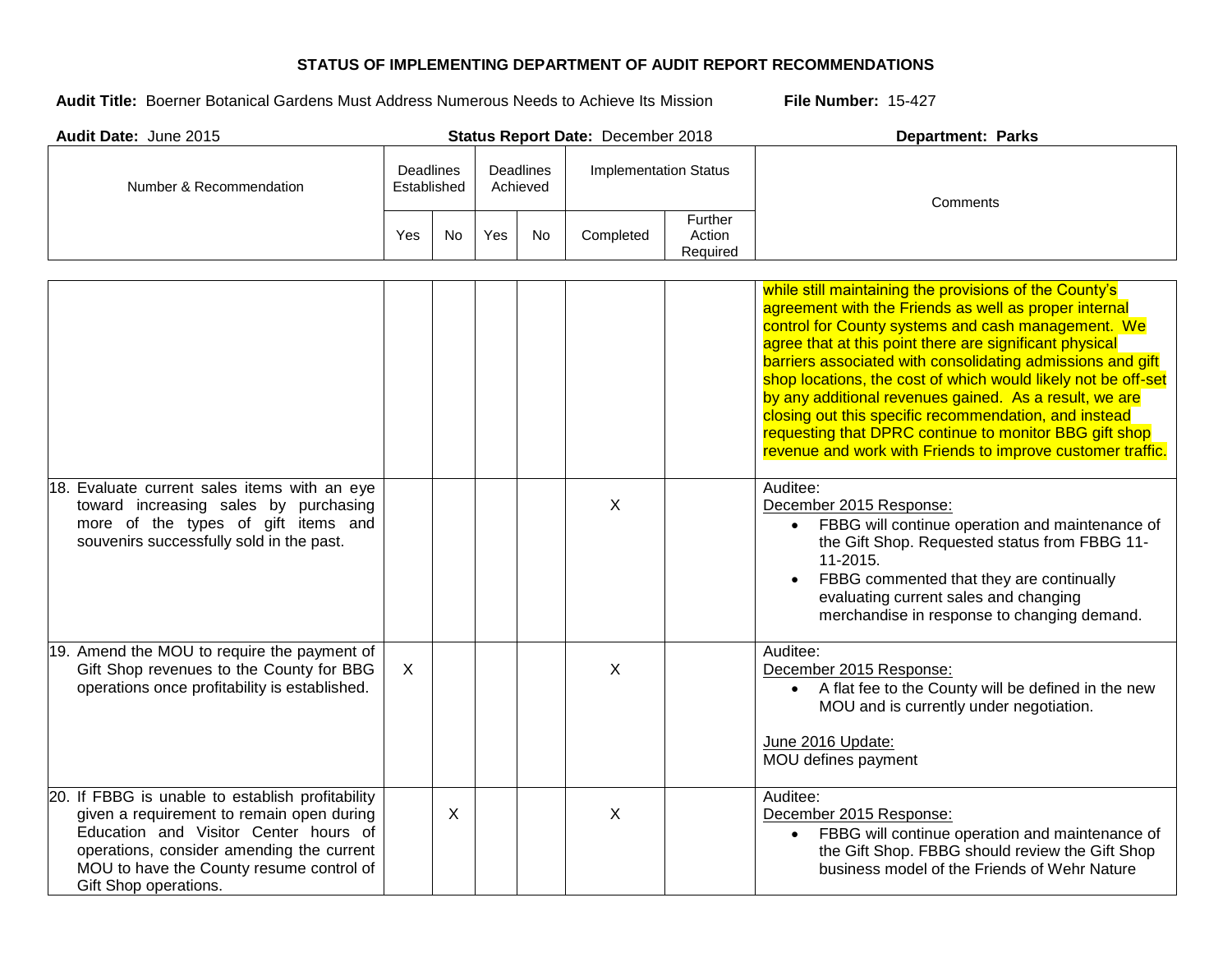## STATUS OF IMPLEMENTING DEPARTMENT OF AUDIT REPORT RECOMMENDATIONS

**Audit Title:** Boerner Botanical Gardens Must Address Numerous Needs to Achieve Its Mission **File Number:** 15-427

**Audit Date:** June 2015 **Status Report Date:** December 2018 **Department: Parks**

| Number & Recommendation | Deadlines Established | | Deadlines Achieved | | Implementation Status | | Comments |
|---|---|---|---|---|---|---|---|
| | Yes | No | Yes | No | Completed | Further Action Required | |
| | | | | | | | while still maintaining the provisions of the County's agreement with the Friends as well as proper internal control for County systems and cash management. We agree that at this point there are significant physical barriers associated with consolidating admissions and gift shop locations, the cost of which would likely not be off-set by any additional revenues gained. As a result, we are closing out this specific recommendation, and instead requesting that DPRC continue to monitor BBG gift shop revenue and work with Friends to improve customer traffic. |
| 18. Evaluate current sales items with an eye toward increasing sales by purchasing more of the types of gift items and souvenirs successfully sold in the past. | | | | | X | | Auditee:<br>December 2015 Response:<br>• FBBG will continue operation and maintenance of the Gift Shop. Requested status from FBBG 11-11-2015.<br>• FBBG commented that they are continually evaluating current sales and changing merchandise in response to changing demand. |
| 19. Amend the MOU to require the payment of Gift Shop revenues to the County for BBG operations once profitability is established. | X | | | | X | | Auditee:<br>December 2015 Response:<br>• A flat fee to the County will be defined in the new MOU and is currently under negotiation.<br><br>June 2016 Update:<br>MOU defines payment |
| 20. If FBBG is unable to establish profitability given a requirement to remain open during Education and Visitor Center hours of operations, consider amending the current MOU to have the County resume control of Gift Shop operations. | | X | | | X | | Auditee:<br>December 2015 Response:<br>• FBBG will continue operation and maintenance of the Gift Shop. FBBG should review the Gift Shop business model of the Friends of Wehr Nature |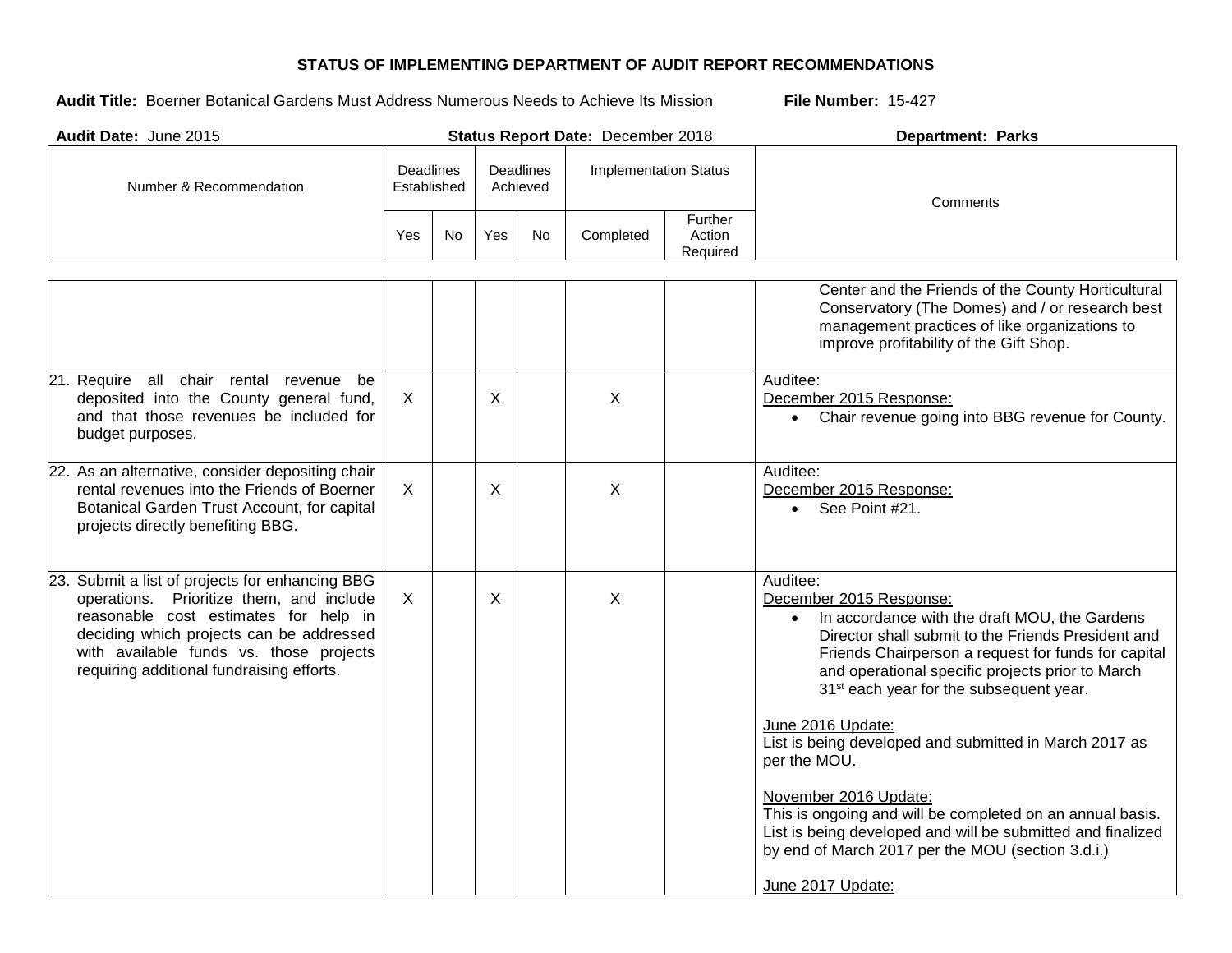**STATUS OF IMPLEMENTING DEPARTMENT OF AUDIT REPORT RECOMMENDATIONS**

**Audit Title:** Boerner Botanical Gardens Must Address Numerous Needs to Achieve Its Mission **File Number:** 15-427

**Audit Date:** June 2015 **Status Report Date:** December 2018 **Department: Parks**

| Number & Recommendation | Deadlines Established | | Deadlines Achieved | | Implementation Status | | Comments |
|---|---|---|---|---|---|---|---|
| | Yes | No | Yes | No | Completed | Further Action Required | |
| | | | | | | | Center and the Friends of the County Horticultural Conservatory (The Domes) and / or research best management practices of like organizations to improve profitability of the Gift Shop. |
| 21. Require all chair rental revenue be deposited into the County general fund, and that those revenues be included for budget purposes. | X | | X | | X | | Auditee:<br>December 2015 Response:<br>• Chair revenue going into BBG revenue for County. |
| 22. As an alternative, consider depositing chair rental revenues into the Friends of Boerner Botanical Garden Trust Account, for capital projects directly benefiting BBG. | X | | X | | X | | Auditee:<br>December 2015 Response:<br>• See Point #21. |
| 23. Submit a list of projects for enhancing BBG operations. Prioritize them, and include reasonable cost estimates for help in deciding which projects can be addressed with available funds vs. those projects requiring additional fundraising efforts. | X | | X | | X | | Auditee:<br>December 2015 Response:<br>• In accordance with the draft MOU, the Gardens Director shall submit to the Friends President and Friends Chairperson a request for funds for capital and operational specific projects prior to March 31st each year for the subsequent year.<br><br>June 2016 Update:<br>List is being developed and submitted in March 2017 as per the MOU.<br><br>November 2016 Update:<br>This is ongoing and will be completed on an annual basis. List is being developed and will be submitted and finalized by end of March 2017 per the MOU (section 3.d.i.)<br><br>June 2017 Update: |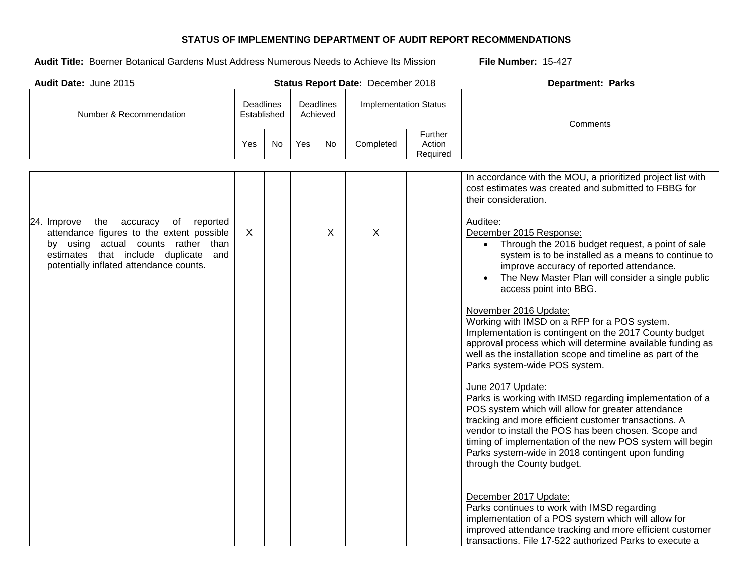**STATUS OF IMPLEMENTING DEPARTMENT OF AUDIT REPORT RECOMMENDATIONS**

**Audit Title:** Boerner Botanical Gardens Must Address Numerous Needs to Achieve Its Mission **File Number:** 15-427

**Audit Date:** June 2015 **Status Report Date:** December 2018 **Department: Parks**

| Number & Recommendation | Deadlines Established | | Deadlines Achieved | | Implementation Status | | Comments |
|---|---|---|---|---|---|---|---|
| | Yes | No | Yes | No | Completed | Further Action Required | |
| | | | | | | | In accordance with the MOU, a prioritized project list with cost estimates was created and submitted to FBBG for their consideration. |
| 24. Improve the accuracy of reported attendance figures to the extent possible by using actual counts rather than estimates that include duplicate and potentially inflated attendance counts. | X | | | X | X | | Auditee:<br>December 2015 Response:<br>• Through the 2016 budget request, a point of sale system is to be installed as a means to continue to improve accuracy of reported attendance.<br>• The New Master Plan will consider a single public access point into BBG.<br><br>November 2016 Update:<br>Working with IMSD on a RFP for a POS system. Implementation is contingent on the 2017 County budget approval process which will determine available funding as well as the installation scope and timeline as part of the Parks system-wide POS system.<br><br>June 2017 Update:<br>Parks is working with IMSD regarding implementation of a POS system which will allow for greater attendance tracking and more efficient customer transactions. A vendor to install the POS has been chosen. Scope and timing of implementation of the new POS system will begin Parks system-wide in 2018 contingent upon funding through the County budget.<br><br>December 2017 Update:<br>Parks continues to work with IMSD regarding implementation of a POS system which will allow for improved attendance tracking and more efficient customer transactions. File 17-522 authorized Parks to execute a |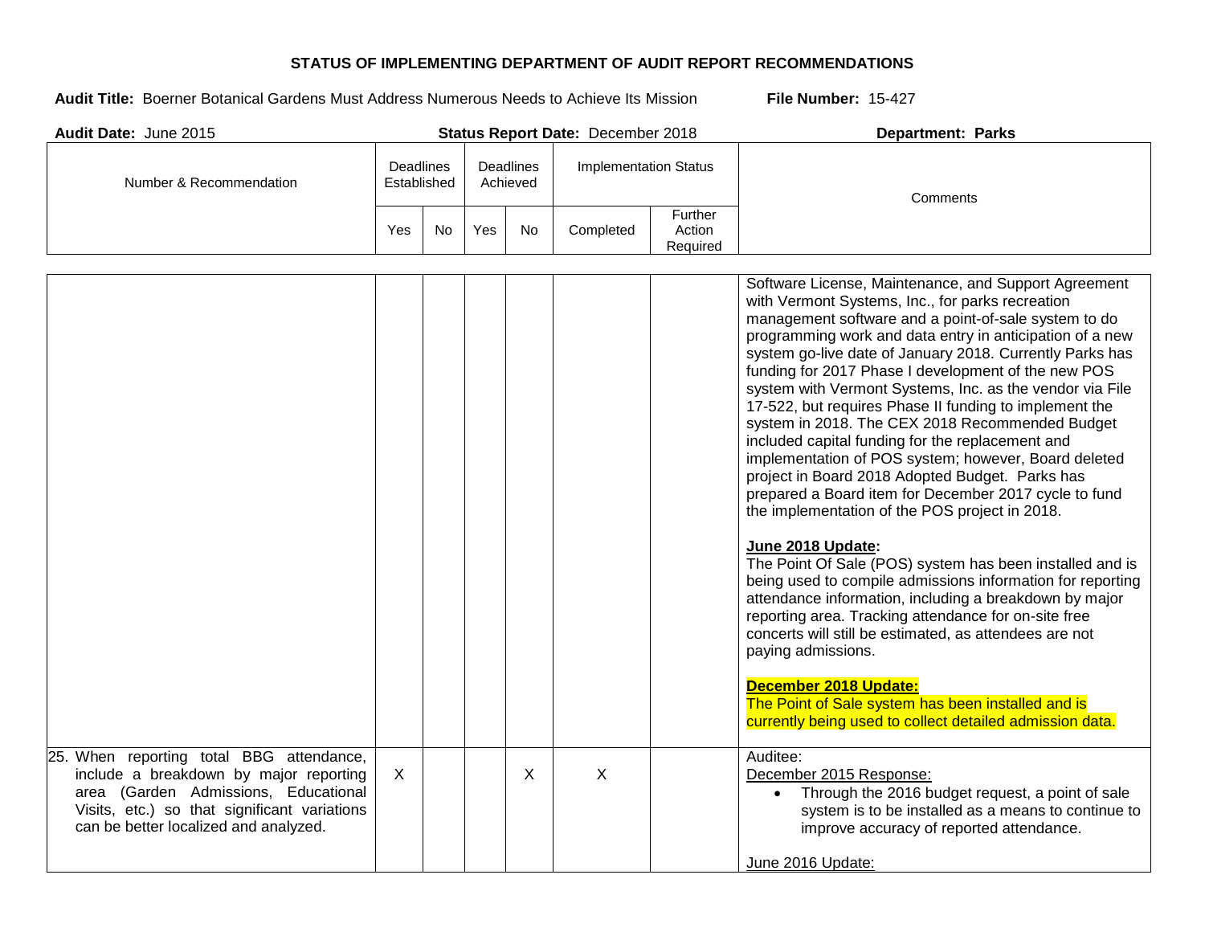**STATUS OF IMPLEMENTING DEPARTMENT OF AUDIT REPORT RECOMMENDATIONS**

**Audit Title:** Boerner Botanical Gardens Must Address Numerous Needs to Achieve Its Mission **File Number:** 15-427

**Audit Date:** June 2015 **Status Report Date:** December 2018 **Department: Parks**

| Number & Recommendation | Deadlines Established | | Deadlines Achieved | | Implementation Status | | Comments |
|---|---|---|---|---|---|---|---|
| | Yes | No | Yes | No | Completed | Further Action Required | |
| | | | | | | | Software License, Maintenance, and Support Agreement with Vermont Systems, Inc., for parks recreation management software and a point-of-sale system to do programming work and data entry in anticipation of a new system go-live date of January 2018. Currently Parks has funding for 2017 Phase I development of the new POS system with Vermont Systems, Inc. as the vendor via File 17-522, but requires Phase II funding to implement the system in 2018. The CEX 2018 Recommended Budget included capital funding for the replacement and implementation of POS system; however, Board deleted project in Board 2018 Adopted Budget. Parks has prepared a Board item for December 2017 cycle to fund the implementation of the POS project in 2018.<br><br>**June 2018 Update:**<br>The Point Of Sale (POS) system has been installed and is being used to compile admissions information for reporting attendance information, including a breakdown by major reporting area. Tracking attendance for on-site free concerts will still be estimated, as attendees are not paying admissions.<br><br>**December 2018 Update:**<br>The Point of Sale system has been installed and is currently being used to collect detailed admission data. |
| 25. When reporting total BBG attendance, include a breakdown by major reporting area (Garden Admissions, Educational Visits, etc.) so that significant variations can be better localized and analyzed. | X | | | X | X | | Auditee:<br>December 2015 Response:<br>• Through the 2016 budget request, a point of sale system is to be installed as a means to continue to improve accuracy of reported attendance.<br><br>June 2016 Update: |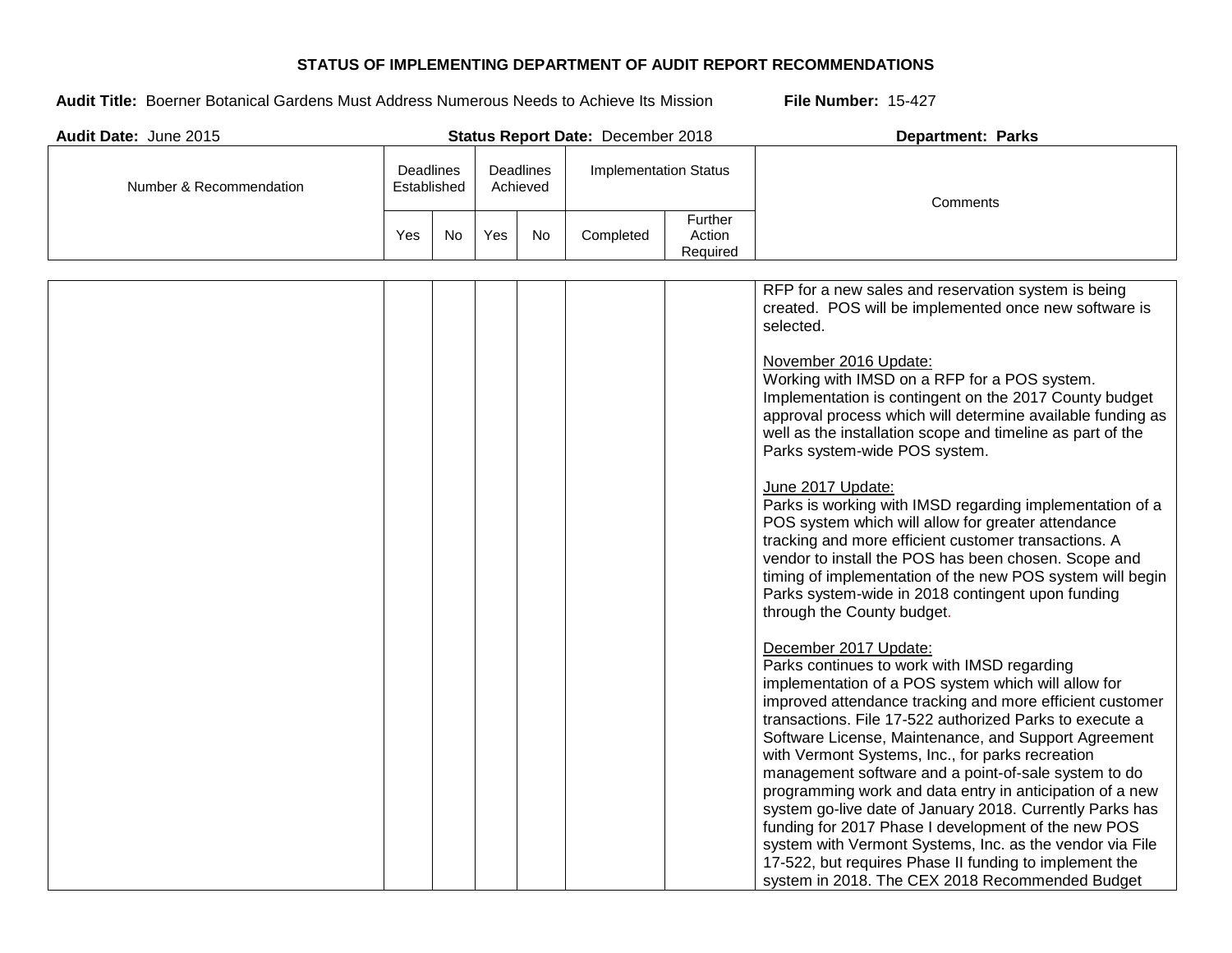**STATUS OF IMPLEMENTING DEPARTMENT OF AUDIT REPORT RECOMMENDATIONS**

**Audit Title:** Boerner Botanical Gardens Must Address Numerous Needs to Achieve Its Mission **File Number:** 15-427

**Audit Date:** June 2015 **Status Report Date:** December 2018 **Department: Parks**

| Number & Recommendation | Deadlines Established | | Deadlines Achieved | | Implementation Status | | Comments |
|---|---|---|---|---|---|---|---|
| | Yes | No | Yes | No | Completed | Further Action Required | |
| | | | | | | | RFP for a new sales and reservation system is being created. POS will be implemented once new software is selected.<br><br><u>November 2016 Update:</u><br>Working with IMSD on a RFP for a POS system. Implementation is contingent on the 2017 County budget approval process which will determine available funding as well as the installation scope and timeline as part of the Parks system-wide POS system.<br><br><u>June 2017 Update:</u><br>Parks is working with IMSD regarding implementation of a POS system which will allow for greater attendance tracking and more efficient customer transactions. A vendor to install the POS has been chosen. Scope and timing of implementation of the new POS system will begin Parks system-wide in 2018 contingent upon funding through the County budget.<br><br><u>December 2017 Update:</u><br>Parks continues to work with IMSD regarding implementation of a POS system which will allow for improved attendance tracking and more efficient customer transactions. File 17-522 authorized Parks to execute a Software License, Maintenance, and Support Agreement with Vermont Systems, Inc., for parks recreation management software and a point-of-sale system to do programming work and data entry in anticipation of a new system go-live date of January 2018. Currently Parks has funding for 2017 Phase I development of the new POS system with Vermont Systems, Inc. as the vendor via File 17-522, but requires Phase II funding to implement the system in 2018. The CEX 2018 Recommended Budget |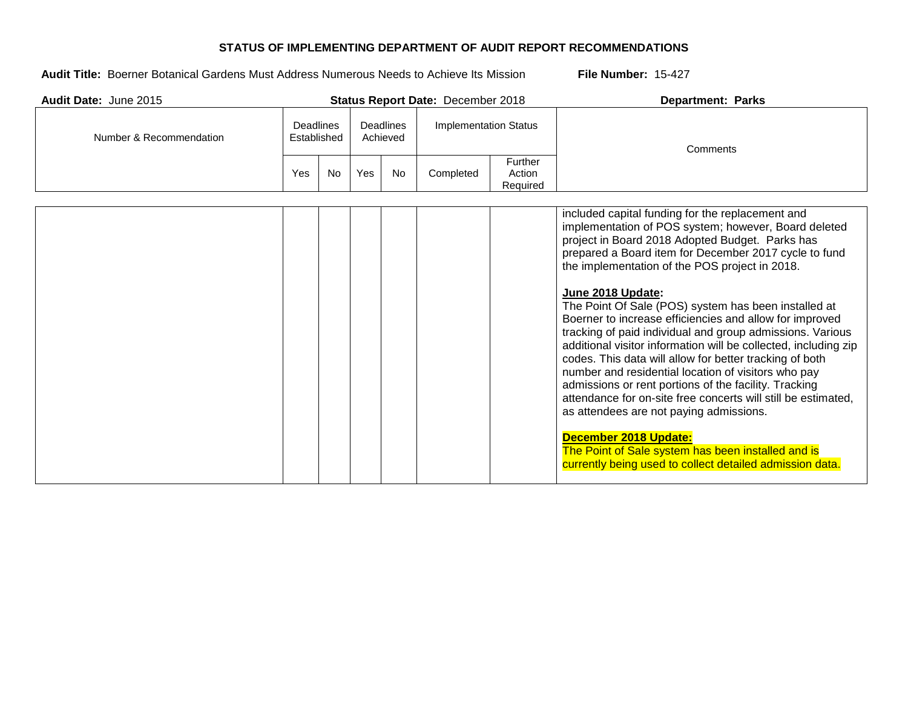**STATUS OF IMPLEMENTING DEPARTMENT OF AUDIT REPORT RECOMMENDATIONS**

**Audit Title:** Boerner Botanical Gardens Must Address Numerous Needs to Achieve Its Mission **File Number:** 15-427

**Audit Date:** June 2015 **Status Report Date:** December 2018 **Department: Parks**

| Number & Recommendation | Deadlines Established | | Deadlines Achieved | | Implementation Status | | Comments |
|---|---|---|---|---|---|---|---|
| | Yes | No | Yes | No | Completed | Further Action Required | |
| | | | | | | | included capital funding for the replacement and implementation of POS system; however, Board deleted project in Board 2018 Adopted Budget. Parks has prepared a Board item for December 2017 cycle to fund the implementation of the POS project in 2018.<br><br>**June 2018 Update:**<br>The Point Of Sale (POS) system has been installed at Boerner to increase efficiencies and allow for improved tracking of paid individual and group admissions. Various additional visitor information will be collected, including zip codes. This data will allow for better tracking of both number and residential location of visitors who pay admissions or rent portions of the facility. Tracking attendance for on-site free concerts will still be estimated, as attendees are not paying admissions.<br><br>**December 2018 Update:**<br>The Point of Sale system has been installed and is currently being used to collect detailed admission data. |